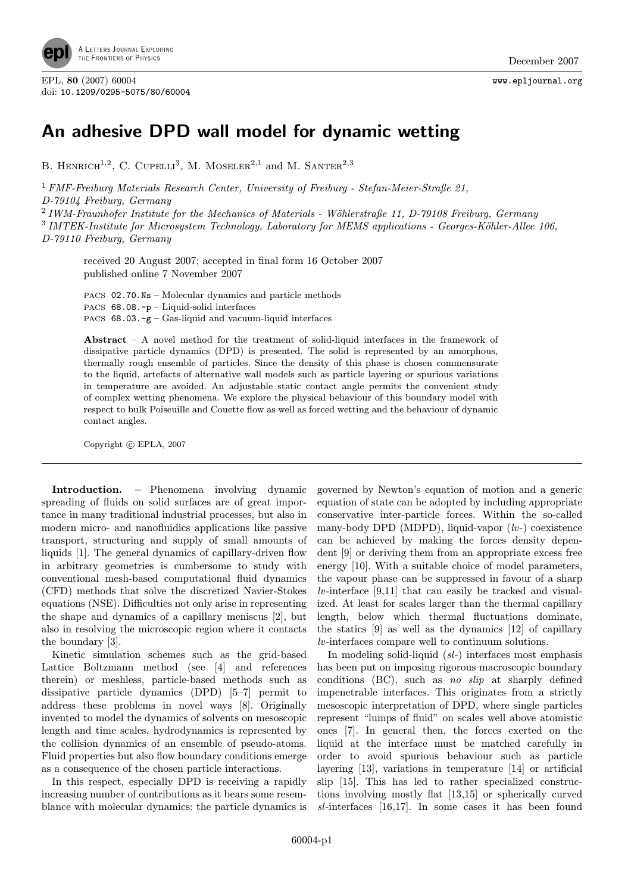# An adhesive DPD wall model for dynamic wetting

B. Henrich[1,2], C. Cupelli[3], M. Moseler[2,1] and M. Santer[2,3]

[1] *FMF-Freiburg Materials Research Center, University of Freiburg - Stefan-Meier-Straße 21, D-79104 Freiburg, Germany*

[2] *IWM-Fraunhofer Institute for the Mechanics of Materials - Wöhlerstraße 11, D-79108 Freiburg, Germany*

[3] *IMTEK-Institute for Microsystem Technology, Laboratory for MEMS applications - Georges-Köhler-Allee 106, D-79110 Freiburg, Germany*

received 20 August 2007; accepted in final form 16 October 2007
published online 7 November 2007

PACS 02.70.Ns – Molecular dynamics and particle methods
PACS 68.08.-p – Liquid-solid interfaces
PACS 68.03.-g – Gas-liquid and vacuum-liquid interfaces

**Abstract** – A novel method for the treatment of solid-liquid interfaces in the framework of dissipative particle dynamics (DPD) is presented. The solid is represented by an amorphous, thermally rough ensemble of particles. Since the density of this phase is chosen commensurate to the liquid, artefacts of alternative wall models such as particle layering or spurious variations in temperature are avoided. An adjustable static contact angle permits the convenient study of complex wetting phenomena. We explore the physical behaviour of this boundary model with respect to bulk Poiseuille and Couette flow as well as forced wetting and the behaviour of dynamic contact angles.

Copyright © EPLA, 2007

**Introduction.** – Phenomena involving dynamic spreading of fluids on solid surfaces are of great importance in many traditional industrial processes, but also in modern micro- and nanofluidics applications like passive transport, structuring and supply of small amounts of liquids [1]. The general dynamics of capillary-driven flow in arbitrary geometries is cumbersome to study with conventional mesh-based computational fluid dynamics (CFD) methods that solve the discretized Navier-Stokes equations (NSE). Difficulties not only arise in representing the shape and dynamics of a capillary meniscus [2], but also in resolving the microscopic region where it contacts the boundary [3].

Kinetic simulation schemes such as the grid-based Lattice Boltzmann method (see [4] and references therein) or meshless, particle-based methods such as dissipative particle dynamics (DPD) [5–7] permit to address these problems in novel ways [8]. Originally invented to model the dynamics of solvents on mesoscopic length and time scales, hydrodynamics is represented by the collision dynamics of an ensemble of pseudo-atoms. Fluid properties but also flow boundary conditions emerge as a consequence of the chosen particle interactions.

In this respect, especially DPD is receiving a rapidly increasing number of contributions as it bears some resemblance with molecular dynamics: the particle dynamics is governed by Newton's equation of motion and a generic equation of state can be adopted by including appropriate conservative inter-particle forces. Within the so-called many-body DPD (MDPD), liquid-vapor (*lv*-) coexistence can be achieved by making the forces density dependent [9] or deriving them from an appropriate excess free energy [10]. With a suitable choice of model parameters, the vapour phase can be suppressed in favour of a sharp *lv*-interface [9,11] that can easily be tracked and visualized. At least for scales larger than the thermal capillary length, below which thermal fluctuations dominate, the statics [9] as well as the dynamics [12] of capillary *lv*-interfaces compare well to continuum solutions.

In modeling solid-liquid (*sl*-) interfaces most emphasis has been put on imposing rigorous macroscopic boundary conditions (BC), such as *no slip* at sharply defined impenetrable interfaces. This originates from a strictly mesoscopic interpretation of DPD, where single particles represent "lumps of fluid" on scales well above atomistic ones [7]. In general then, the forces exerted on the liquid at the interface must be matched carefully in order to avoid spurious behaviour such as particle layering [13], variations in temperature [14] or artificial slip [15]. This has led to rather specialized constructions involving mostly flat [13,15] or spherically curved *sl*-interfaces [16,17]. In some cases it has been found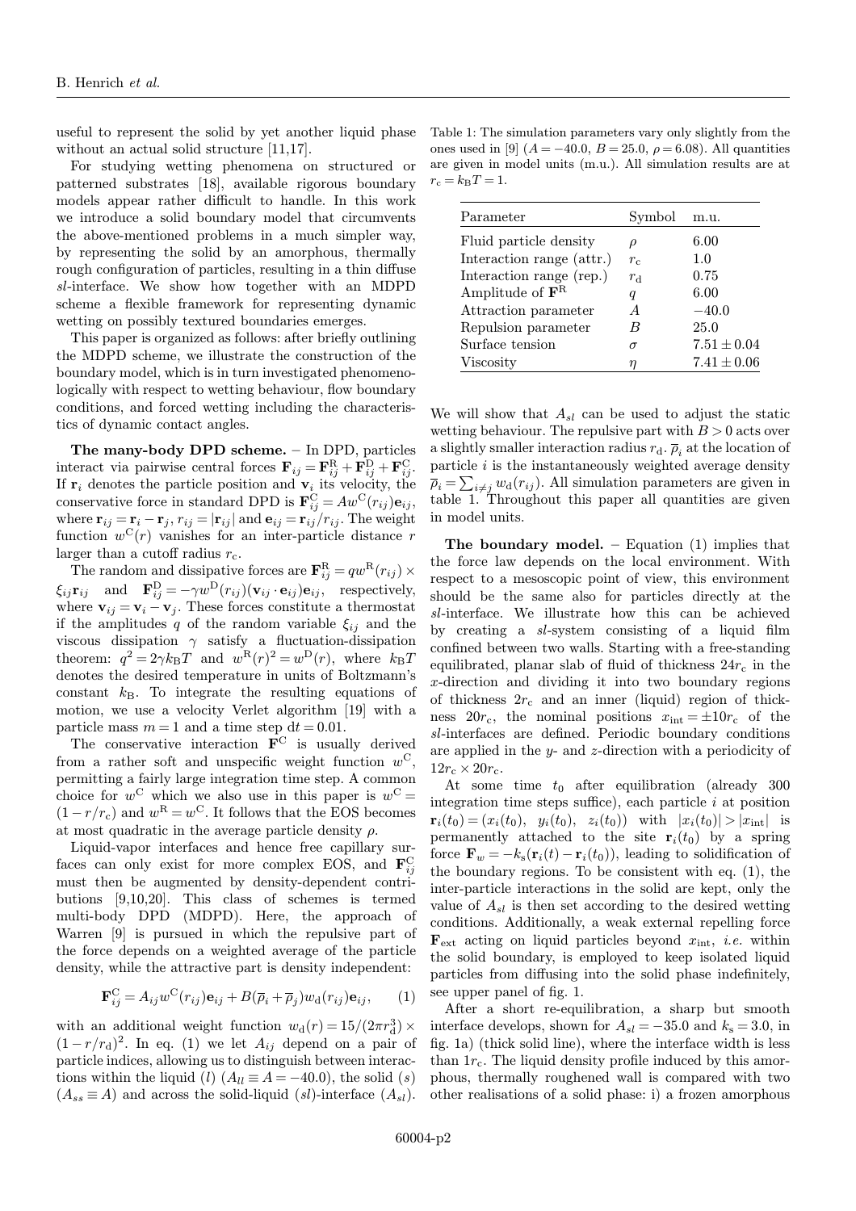useful to represent the solid by yet another liquid phase without an actual solid structure [11,17].

For studying wetting phenomena on structured or patterned substrates [18], available rigorous boundary models appear rather difficult to handle. In this work we introduce a solid boundary model that circumvents the above-mentioned problems in a much simpler way, by representing the solid by an amorphous, thermally rough configuration of particles, resulting in a thin diffuse *sl*-interface. We show how together with an MDPD scheme a flexible framework for representing dynamic wetting on possibly textured boundaries emerges.

This paper is organized as follows: after briefly outlining the MDPD scheme, we illustrate the construction of the boundary model, which is in turn investigated phenomenologically with respect to wetting behaviour, flow boundary conditions, and forced wetting including the characteristics of dynamic contact angles.

**The many-body DPD scheme.** – In DPD, particles interact via pairwise central forces $\mathbf{F}_{ij} = \mathbf{F}_{ij}^{\mathrm{R}} + \mathbf{F}_{ij}^{\mathrm{D}} + \mathbf{F}_{ij}^{\mathrm{C}}$. If $\mathbf{r}_i$ denotes the particle position and $\mathbf{v}_i$ its velocity, the conservative force in standard DPD is $\mathbf{F}_{ij}^{\mathrm{C}} = Aw^{\mathrm{C}}(r_{ij})\mathbf{e}_{ij}$, where $\mathbf{r}_{ij} = \mathbf{r}_i - \mathbf{r}_j$, $r_{ij} = |\mathbf{r}_{ij}|$ and $\mathbf{e}_{ij} = \mathbf{r}_{ij}/r_{ij}$. The weight function $w^{\mathrm{C}}(r)$ vanishes for an inter-particle distance $r$ larger than a cutoff radius $r_{\mathrm{c}}$.

The random and dissipative forces are $\mathbf{F}_{ij}^{\mathrm{R}} = qw^{\mathrm{R}}(r_{ij}) \times \xi_{ij}\mathbf{r}_{ij}$ and $\mathbf{F}_{ij}^{\mathrm{D}} = -\gamma w^{\mathrm{D}}(r_{ij})(\mathbf{v}_{ij} \cdot \mathbf{e}_{ij})\mathbf{e}_{ij}$, respectively, where $\mathbf{v}_{ij} = \mathbf{v}_i - \mathbf{v}_j$. These forces constitute a thermostat if the amplitudes $q$ of the random variable $\xi_{ij}$ and the viscous dissipation $\gamma$ satisfy a fluctuation-dissipation theorem: $q^2 = 2\gamma k_{\mathrm{B}}T$ and $w^{\mathrm{R}}(r)^2 = w^{\mathrm{D}}(r)$, where $k_{\mathrm{B}}T$ denotes the desired temperature in units of Boltzmann's constant $k_{\mathrm{B}}$. To integrate the resulting equations of motion, we use a velocity Verlet algorithm [19] with a particle mass $m = 1$ and a time step $\mathrm{d}t = 0.01$.

The conservative interaction $\mathbf{F}^{\mathrm{C}}$ is usually derived from a rather soft and unspecific weight function $w^{\mathrm{C}}$, permitting a fairly large integration time step. A common choice for $w^{\mathrm{C}}$ which we also use in this paper is $w^{\mathrm{C}} = (1 - r/r_{\mathrm{c}})$ and $w^{\mathrm{R}} = w^{\mathrm{C}}$. It follows that the EOS becomes at most quadratic in the average particle density $\rho$.

Liquid-vapor interfaces and hence free capillary surfaces can only exist for more complex EOS, and $\mathbf{F}_{ij}^{\mathrm{C}}$ must then be augmented by density-dependent contributions [9,10,20]. This class of schemes is termed multi-body DPD (MDPD). Here, the approach of Warren [9] is pursued in which the repulsive part of the force depends on a weighted average of the particle density, while the attractive part is density independent:

$$\mathbf{F}_{ij}^{\mathrm{C}} = A_{ij}w^{\mathrm{C}}(r_{ij})\mathbf{e}_{ij} + B(\overline{\rho}_i + \overline{\rho}_j)w_{\mathrm{d}}(r_{ij})\mathbf{e}_{ij}, \qquad (1)$$

with an additional weight function $w_{\mathrm{d}}(r) = 15/(2\pi r_{\mathrm{d}}^3) \times (1 - r/r_{\mathrm{d}})^2$. In eq. (1) we let $A_{ij}$ depend on a pair of particle indices, allowing us to distinguish between interactions within the liquid ($l$) ($A_{ll} \equiv A = -40.0$), the solid ($s$) ($A_{ss} \equiv A$) and across the solid-liquid ($sl$)-interface ($A_{sl}$).

Table 1: The simulation parameters vary only slightly from the ones used in [9] ($A = -40.0$, $B = 25.0$, $\rho = 6.08$). All quantities are given in model units (m.u.). All simulation results are at $r_{\mathrm{c}} = k_{\mathrm{B}}T = 1$.

| Parameter | Symbol | m.u. |
|---|---|---|
| Fluid particle density | $\rho$ | 6.00 |
| Interaction range (attr.) | $r_{\mathrm{c}}$ | 1.0 |
| Interaction range (rep.) | $r_{\mathrm{d}}$ | 0.75 |
| Amplitude of $\mathbf{F}^{\mathrm{R}}$ | $q$ | 6.00 |
| Attraction parameter | $A$ | $-40.0$ |
| Repulsion parameter | $B$ | 25.0 |
| Surface tension | $\sigma$ | $7.51 \pm 0.04$ |
| Viscosity | $\eta$ | $7.41 \pm 0.06$ |

We will show that $A_{sl}$ can be used to adjust the static wetting behaviour. The repulsive part with $B > 0$ acts over a slightly smaller interaction radius $r_{\mathrm{d}}$. $\overline{\rho}_i$ at the location of particle $i$ is the instantaneously weighted average density $\overline{\rho}_i = \sum_{i \neq j} w_{\mathrm{d}}(r_{ij})$. All simulation parameters are given in table 1. Throughout this paper all quantities are given in model units.

**The boundary model.** – Equation (1) implies that the force law depends on the local environment. With respect to a mesoscopic point of view, this environment should be the same also for particles directly at the *sl*-interface. We illustrate how this can be achieved by creating a *sl*-system consisting of a liquid film confined between two walls. Starting with a free-standing equilibrated, planar slab of fluid of thickness $24r_{\mathrm{c}}$ in the $x$-direction and dividing it into two boundary regions of thickness $2r_{\mathrm{c}}$ and an inner (liquid) region of thickness $20r_{\mathrm{c}}$, the nominal positions $x_{\mathrm{int}} = \pm 10r_{\mathrm{c}}$ of the *sl*-interfaces are defined. Periodic boundary conditions are applied in the $y$- and $z$-direction with a periodicity of $12r_{\mathrm{c}} \times 20r_{\mathrm{c}}$.

At some time $t_0$ after equilibration (already 300 integration time steps suffice), each particle $i$ at position $\mathbf{r}_i(t_0) = (x_i(t_0),\ y_i(t_0),\ z_i(t_0))$ with $|x_i(t_0)| > |x_{\mathrm{int}}|$ is permanently attached to the site $\mathbf{r}_i(t_0)$ by a spring force $\mathbf{F}_w = -k_{\mathrm{s}}(\mathbf{r}_i(t) - \mathbf{r}_i(t_0))$, leading to solidification of the boundary regions. To be consistent with eq. (1), the inter-particle interactions in the solid are kept, only the value of $A_{sl}$ is then set according to the desired wetting conditions. Additionally, a weak external repelling force $\mathbf{F}_{\mathrm{ext}}$ acting on liquid particles beyond $x_{\mathrm{int}}$, *i.e.* within the solid boundary, is employed to keep isolated liquid particles from diffusing into the solid phase indefinitely, see upper panel of fig. 1.

After a short re-equilibration, a sharp but smooth interface develops, shown for $A_{sl} = -35.0$ and $k_{\mathrm{s}} = 3.0$, in fig. 1a) (thick solid line), where the interface width is less than $1r_{\mathrm{c}}$. The liquid density profile induced by this amorphous, thermally roughened wall is compared with two other realisations of a solid phase: i) a frozen amorphous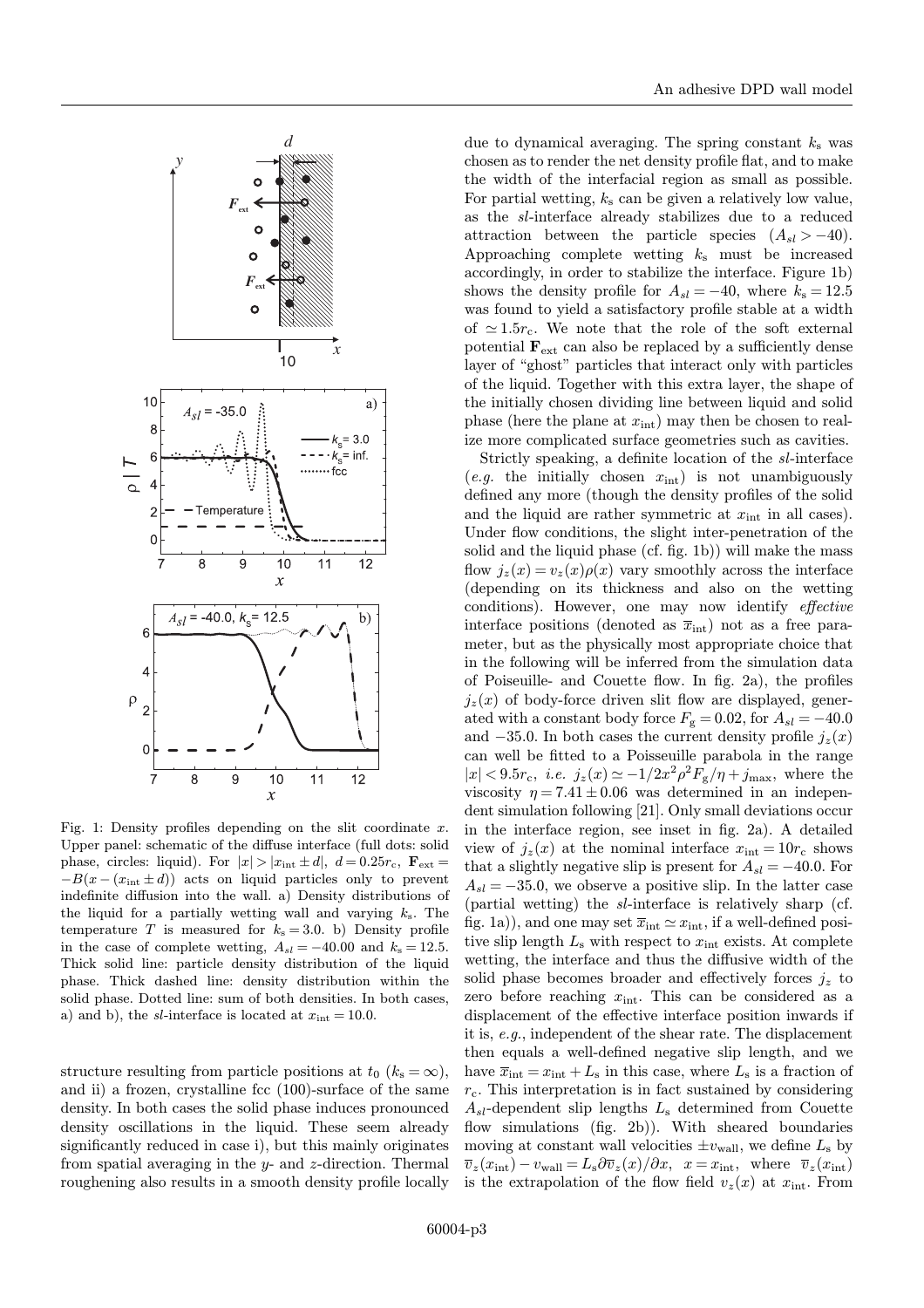Fig. 1: Density profiles depending on the slit coordinate $x$. Upper panel: schematic of the diffuse interface (full dots: solid phase, circles: liquid). For $|x| > |x_{\text{int}} \pm d|$, $d = 0.25r_c$, $\mathbf{F}_{\text{ext}} = -B(x - (x_{\text{int}} \pm d))$ acts on liquid particles only to prevent indefinite diffusion into the wall. a) Density distributions of the liquid for a partially wetting wall and varying $k_s$. The temperature $T$ is measured for $k_s = 3.0$. b) Density profile in the case of complete wetting, $A_{sl} = -40.00$ and $k_s = 12.5$. Thick solid line: particle density distribution of the liquid phase. Thick dashed line: density distribution within the solid phase. Dotted line: sum of both densities. In both cases, a) and b), the *sl*-interface is located at $x_{\text{int}} = 10.0$.

structure resulting from particle positions at $t_0$ ($k_s = \infty$), and ii) a frozen, crystalline fcc (100)-surface of the same density. In both cases the solid phase induces pronounced density oscillations in the liquid. These seem already significantly reduced in case i), but this mainly originates from spatial averaging in the $y$- and $z$-direction. Thermal roughening also results in a smooth density profile locally due to dynamical averaging. The spring constant $k_s$ was chosen as to render the net density profile flat, and to make the width of the interfacial region as small as possible. For partial wetting, $k_s$ can be given a relatively low value, as the *sl*-interface already stabilizes due to a reduced attraction between the particle species ($A_{sl} > -40$). Approaching complete wetting $k_s$ must be increased accordingly, in order to stabilize the interface. Figure 1b) shows the density profile for $A_{sl} = -40$, where $k_s = 12.5$ was found to yield a satisfactory profile stable at a width of $\simeq 1.5r_c$. We note that the role of the soft external potential $\mathbf{F}_{\text{ext}}$ can also be replaced by a sufficiently dense layer of "ghost" particles that interact only with particles of the liquid. Together with this extra layer, the shape of the initially chosen dividing line between liquid and solid phase (here the plane at $x_{\text{int}}$) may then be chosen to realize more complicated surface geometries such as cavities.

Strictly speaking, a definite location of the *sl*-interface (*e.g.* the initially chosen $x_{\text{int}}$) is not unambiguously defined any more (though the density profiles of the solid and the liquid are rather symmetric at $x_{\text{int}}$ in all cases). Under flow conditions, the slight inter-penetration of the solid and the liquid phase (cf. fig. 1b)) will make the mass flow $j_z(x) = v_z(x)\rho(x)$ vary smoothly across the interface (depending on its thickness and also on the wetting conditions). However, one may now identify *effective* interface positions (denoted as $\overline{x}_{\text{int}}$) not as a free parameter, but as the physically most appropriate choice that in the following will be inferred from the simulation data of Poiseuille- and Couette flow. In fig. 2a), the profiles $j_z(x)$ of body-force driven slit flow are displayed, generated with a constant body force $F_g = 0.02$, for $A_{sl} = -40.0$ and $-35.0$. In both cases the current density profile $j_z(x)$ can well be fitted to a Poiseuille parabola in the range $|x| < 9.5r_c$, *i.e.* $j_z(x) \simeq -1/2x^2\rho^2 F_g/\eta + j_{\max}$, where the viscosity $\eta = 7.41 \pm 0.06$ was determined in an independent simulation following [21]. Only small deviations occur in the interface region, see inset in fig. 2a). A detailed view of $j_z(x)$ at the nominal interface $x_{\text{int}} = 10r_c$ shows that a slightly negative slip is present for $A_{sl} = -40.0$. For $A_{sl} = -35.0$, we observe a positive slip. In the latter case (partial wetting) the *sl*-interface is relatively sharp (cf. fig. 1a)), and one may set $\overline{x}_{\text{int}} \simeq x_{\text{int}}$, if a well-defined positive slip length $L_s$ with respect to $x_{\text{int}}$ exists. At complete wetting, the interface and thus the diffusive width of the solid phase becomes broader and effectively forces $j_z$ to zero before reaching $x_{\text{int}}$. This can be considered as a displacement of the effective interface position inwards if it is, *e.g.*, independent of the shear rate. The displacement then equals a well-defined negative slip length, and we have $\overline{x}_{\text{int}} = x_{\text{int}} + L_s$ in this case, where $L_s$ is a fraction of $r_c$. This interpretation is in fact sustained by considering $A_{sl}$-dependent slip lengths $L_s$ determined from Couette flow simulations (fig. 2b)). With sheared boundaries moving at constant wall velocities $\pm v_{\text{wall}}$, we define $L_s$ by $\overline{v}_z(x_{\text{int}}) - v_{\text{wall}} = L_s \partial\overline{v}_z(x)/\partial x$, $x = x_{\text{int}}$, where $\overline{v}_z(x_{\text{int}})$ is the extrapolation of the flow field $v_z(x)$ at $x_{\text{int}}$. From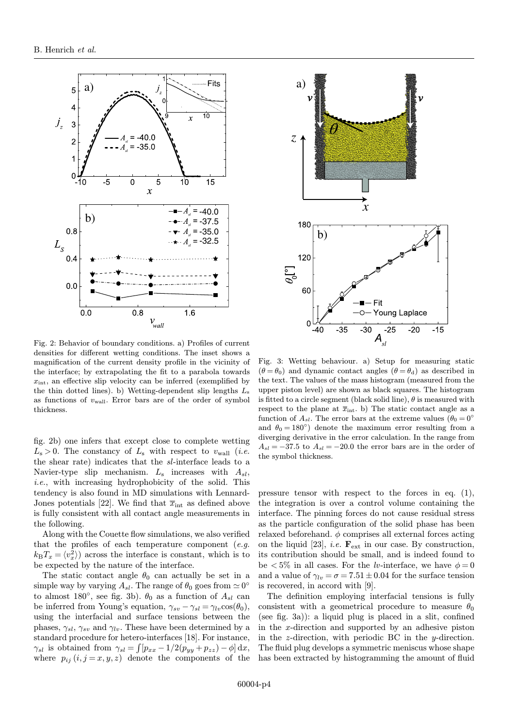Fig. 2: Behavior of boundary conditions. a) Profiles of current densities for different wetting conditions. The inset shows a magnification of the current density profile in the vicinity of the interface; by extrapolating the fit to a parabola towards $x_{\rm int}$, an effective slip velocity can be inferred (exemplified by the thin dotted lines). b) Wetting-dependent slip lengths $L_{\rm s}$ as functions of $v_{\rm wall}$. Error bars are of the order of symbol thickness.

Fig. 3: Wetting behaviour. a) Setup for measuring static ($\theta = \theta_0$) and dynamic contact angles ($\theta = \theta_{\rm d}$) as described in the text. The values of the mass histogram (measured from the upper piston level) are shown as black squares. The histogram is fitted to a circle segment (black solid line), $\theta$ is measured with respect to the plane at $\overline{x}_{\rm int}$. b) The static contact angle as a function of $A_{sl}$. The error bars at the extreme values ($\theta_0 = 0°$ and $\theta_0 = 180°$) denote the maximum error resulting from a diverging derivative in the error calculation. In the range from $A_{sl} = -37.5$ to $A_{sl} = -20.0$ the error bars are in the order of the symbol thickness.

fig. 2b) one infers that except close to complete wetting $L_{\rm s} > 0$. The constancy of $L_{\rm s}$ with respect to $v_{\rm wall}$ (*i.e.* the shear rate) indicates that the *sl*-interface leads to a Navier-type slip mechanism. $L_{\rm s}$ increases with $A_{sl}$, *i.e.*, with increasing hydrophobicity of the solid. This tendency is also found in MD simulations with Lennard-Jones potentials [22]. We find that $\overline{x}_{\rm int}$ as defined above is fully consistent with all contact angle measurements in the following.

Along with the Couette flow simulations, we also verified that the profiles of each temperature component (*e.g.* $k_{\rm B}T_x = \langle v_x^2 \rangle$) across the interface is constant, which is to be expected by the nature of the interface.

The static contact angle $\theta_0$ can actually be set in a simple way by varying $A_{sl}$. The range of $\theta_0$ goes from $\simeq 0°$ to almost $180°$, see fig. 3b). $\theta_0$ as a function of $A_{sl}$ can be inferred from Young's equation, $\gamma_{sv} - \gamma_{sl} = \gamma_{lv}\cos(\theta_0)$, using the interfacial and surface tensions between the phases, $\gamma_{sl}$, $\gamma_{sv}$ and $\gamma_{lv}$. These have been determined by a standard procedure for hetero-interfaces [18]. For instance, $\gamma_{sl}$ is obtained from $\gamma_{sl} = \int [p_{xx} - 1/2(p_{yy} + p_{zz}) - \phi]\,{\rm d}x$, where $p_{ij}\,(i,j = x,y,z)$ denote the components of the pressure tensor with respect to the forces in eq. (1), the integration is over a control volume containing the interface. The pinning forces do not cause residual stress as the particle configuration of the solid phase has been relaxed beforehand. $\phi$ comprises all external forces acting on the liquid [23], *i.e.* $\mathbf{F}_{\rm ext}$ in our case. By construction, its contribution should be small, and is indeed found to be $< 5\%$ in all cases. For the *lv*-interface, we have $\phi = 0$ and a value of $\gamma_{lv} = \sigma = 7.51 \pm 0.04$ for the surface tension is recovered, in accord with [9].

The definition employing interfacial tensions is fully consistent with a geometrical procedure to measure $\theta_0$ (see fig. 3a)): a liquid plug is placed in a slit, confined in the *x*-direction and supported by an adhesive piston in the *z*-direction, with periodic BC in the *y*-direction. The fluid plug develops a symmetric meniscus whose shape has been extracted by histogramming the amount of fluid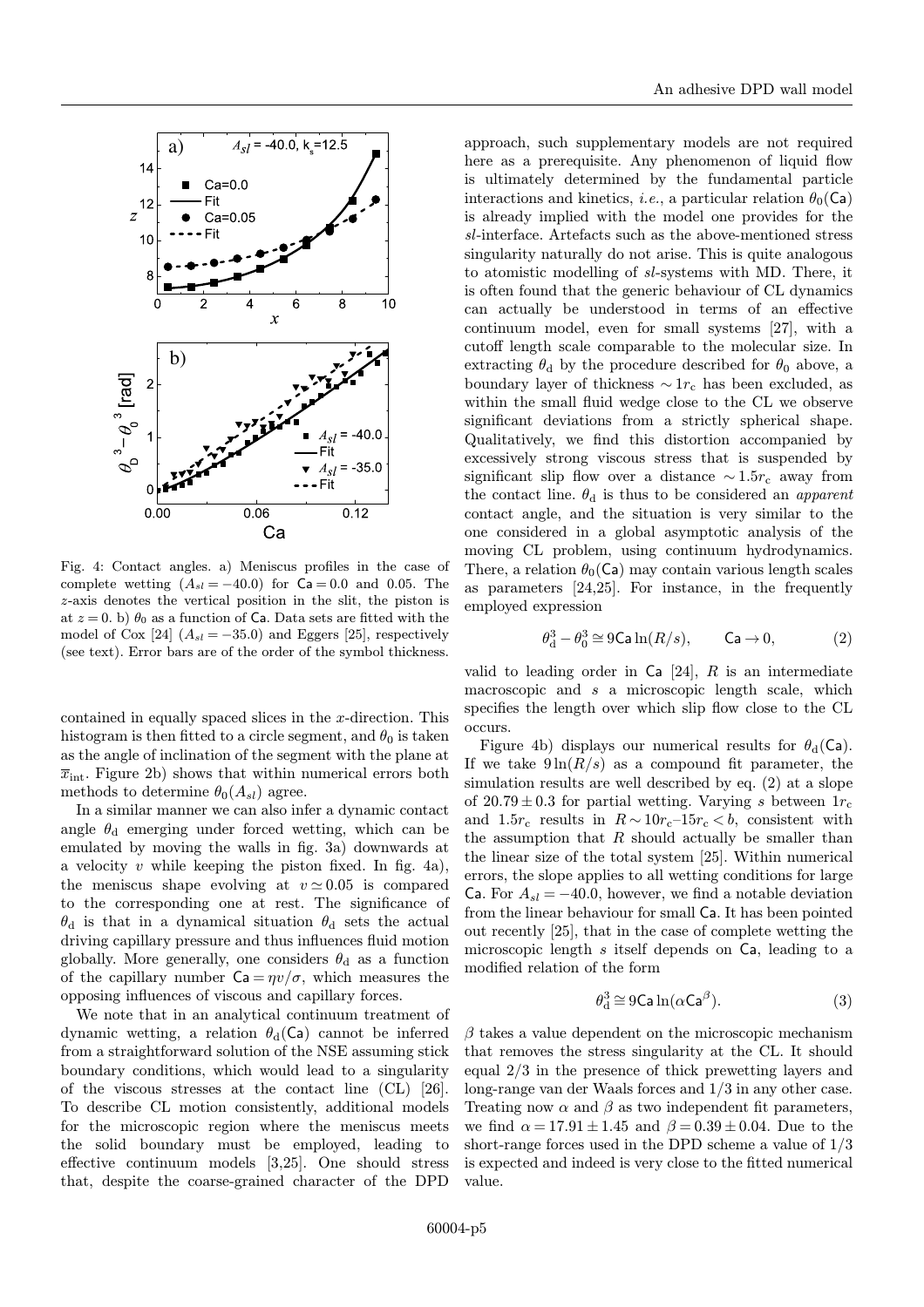Fig. 4: Contact angles. a) Meniscus profiles in the case of complete wetting ($A_{sl} = -40.0$) for $\mathsf{Ca} = 0.0$ and 0.05. The $z$-axis denotes the vertical position in the slit, the piston is at $z = 0$. b) $\theta_0$ as a function of Ca. Data sets are fitted with the model of Cox [24] ($A_{sl} = -35.0$) and Eggers [25], respectively (see text). Error bars are of the order of the symbol thickness.

contained in equally spaced slices in the $x$-direction. This histogram is then fitted to a circle segment, and $\theta_0$ is taken as the angle of inclination of the segment with the plane at $\overline{x}_{\text{int}}$. Figure 2b) shows that within numerical errors both methods to determine $\theta_0(A_{sl})$ agree.

In a similar manner we can also infer a dynamic contact angle $\theta_{\text{d}}$ emerging under forced wetting, which can be emulated by moving the walls in fig. 3a) downwards at a velocity $v$ while keeping the piston fixed. In fig. 4a), the meniscus shape evolving at $v \simeq 0.05$ is compared to the corresponding one at rest. The significance of $\theta_{\text{d}}$ is that in a dynamical situation $\theta_{\text{d}}$ sets the actual driving capillary pressure and thus influences fluid motion globally. More generally, one considers $\theta_{\text{d}}$ as a function of the capillary number $\mathsf{Ca} = \eta v/\sigma$, which measures the opposing influences of viscous and capillary forces.

We note that in an analytical continuum treatment of dynamic wetting, a relation $\theta_{\text{d}}(\mathsf{Ca})$ cannot be inferred from a straightforward solution of the NSE assuming stick boundary conditions, which would lead to a singularity of the viscous stresses at the contact line (CL) [26]. To describe CL motion consistently, additional models for the microscopic region where the meniscus meets the solid boundary must be employed, leading to effective continuum models [3,25]. One should stress that, despite the coarse-grained character of the DPD approach, such supplementary models are not required here as a prerequisite. Any phenomenon of liquid flow is ultimately determined by the fundamental particle interactions and kinetics, *i.e.*, a particular relation $\theta_0(\mathsf{Ca})$ is already implied with the model one provides for the *sl*-interface. Artefacts such as the above-mentioned stress singularity naturally do not arise. This is quite analogous to atomistic modelling of *sl*-systems with MD. There, it is often found that the generic behaviour of CL dynamics can actually be understood in terms of an effective continuum model, even for small systems [27], with a cutoff length scale comparable to the molecular size. In extracting $\theta_{\text{d}}$ by the procedure described for $\theta_0$ above, a boundary layer of thickness $\sim 1r_{\text{c}}$ has been excluded, as within the small fluid wedge close to the CL we observe significant deviations from a strictly spherical shape. Qualitatively, we find this distortion accompanied by excessively strong viscous stress that is suspended by significant slip flow over a distance $\sim 1.5r_{\text{c}}$ away from the contact line. $\theta_{\text{d}}$ is thus to be considered an *apparent* contact angle, and the situation is very similar to the one considered in a global asymptotic analysis of the moving CL problem, using continuum hydrodynamics. There, a relation $\theta_0(\mathsf{Ca})$ may contain various length scales as parameters [24,25]. For instance, in the frequently employed expression

$$\theta_{\text{d}}^3 - \theta_0^3 \cong 9\mathsf{Ca}\ln(R/s), \qquad \mathsf{Ca} \to 0, \tag{2}$$

valid to leading order in Ca [24], $R$ is an intermediate macroscopic and $s$ a microscopic length scale, which specifies the length over which slip flow close to the CL occurs.

Figure 4b) displays our numerical results for $\theta_{\text{d}}(\mathsf{Ca})$. If we take $9\ln(R/s)$ as a compound fit parameter, the simulation results are well described by eq. (2) at a slope of $20.79 \pm 0.3$ for partial wetting. Varying $s$ between $1r_{\text{c}}$ and $1.5r_{\text{c}}$ results in $R \sim 10r_{\text{c}}$–$15r_{\text{c}} < b$, consistent with the assumption that $R$ should actually be smaller than the linear size of the total system [25]. Within numerical errors, the slope applies to all wetting conditions for large Ca. For $A_{sl} = -40.0$, however, we find a notable deviation from the linear behaviour for small Ca. It has been pointed out recently [25], that in the case of complete wetting the microscopic length $s$ itself depends on Ca, leading to a modified relation of the form

$$\theta_{\text{d}}^3 \cong 9\mathsf{Ca}\ln(\alpha\mathsf{Ca}^{\beta}). \tag{3}$$

$\beta$ takes a value dependent on the microscopic mechanism that removes the stress singularity at the CL. It should equal $2/3$ in the presence of thick prewetting layers and long-range van der Waals forces and $1/3$ in any other case. Treating now $\alpha$ and $\beta$ as two independent fit parameters, we find $\alpha = 17.91 \pm 1.45$ and $\beta = 0.39 \pm 0.04$. Due to the short-range forces used in the DPD scheme a value of $1/3$ is expected and indeed is very close to the fitted numerical value.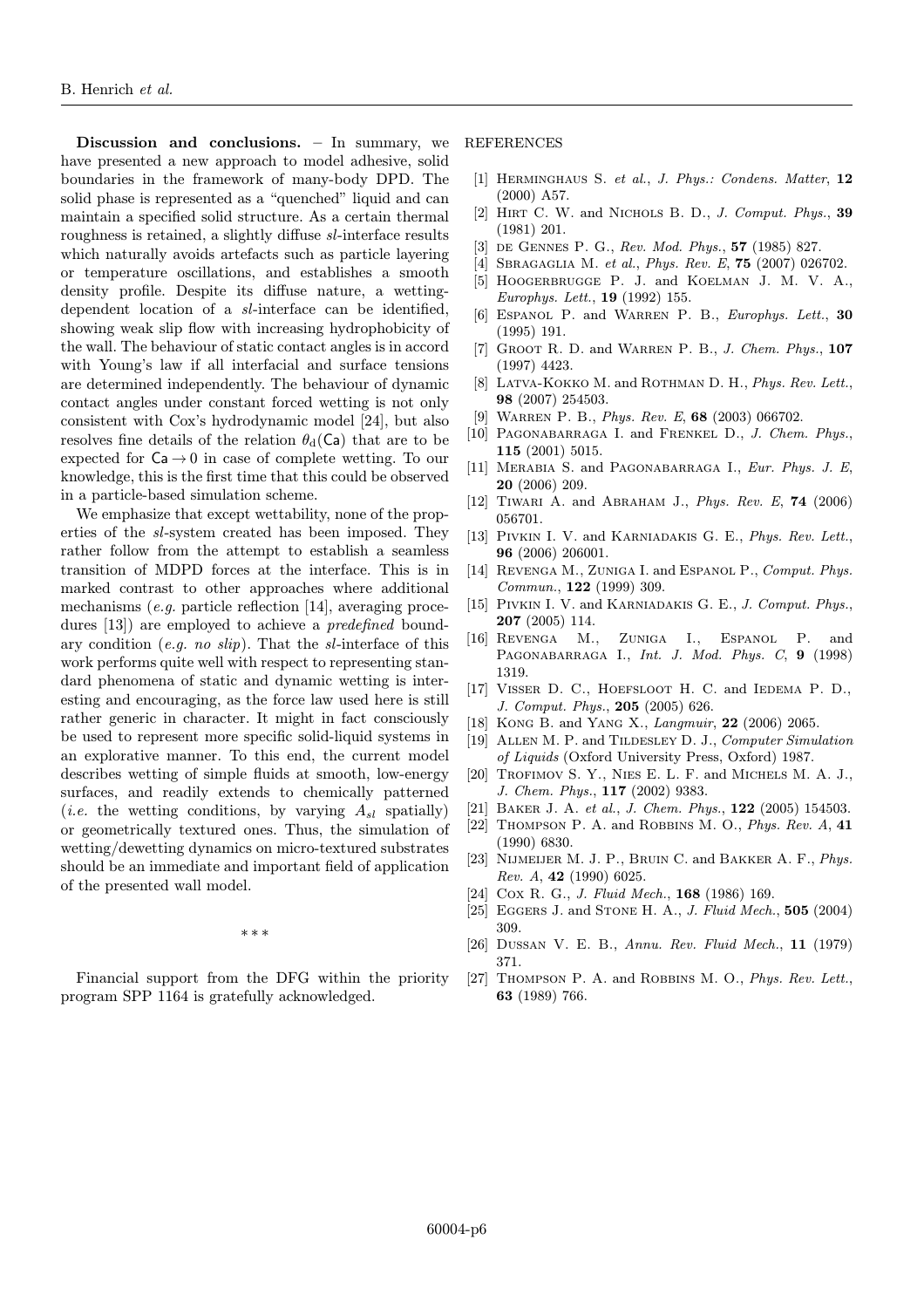**Discussion and conclusions.** – In summary, we have presented a new approach to model adhesive, solid boundaries in the framework of many-body DPD. The solid phase is represented as a "quenched" liquid and can maintain a specified solid structure. As a certain thermal roughness is retained, a slightly diffuse *sl*-interface results which naturally avoids artefacts such as particle layering or temperature oscillations, and establishes a smooth density profile. Despite its diffuse nature, a wetting-dependent location of a *sl*-interface can be identified, showing weak slip flow with increasing hydrophobicity of the wall. The behaviour of static contact angles is in accord with Young's law if all interfacial and surface tensions are determined independently. The behaviour of dynamic contact angles under constant forced wetting is not only consistent with Cox's hydrodynamic model [24], but also resolves fine details of the relation $\theta_d(\mathsf{Ca})$ that are to be expected for $\mathsf{Ca} \to 0$ in case of complete wetting. To our knowledge, this is the first time that this could be observed in a particle-based simulation scheme.

We emphasize that except wettability, none of the properties of the *sl*-system created has been imposed. They rather follow from the attempt to establish a seamless transition of MDPD forces at the interface. This is in marked contrast to other approaches where additional mechanisms (*e.g.* particle reflection [14], averaging procedures [13]) are employed to achieve a *predefined* boundary condition (*e.g. no slip*). That the *sl*-interface of this work performs quite well with respect to representing standard phenomena of static and dynamic wetting is interesting and encouraging, as the force law used here is still rather generic in character. It might in fact consciously be used to represent more specific solid-liquid systems in an explorative manner. To this end, the current model describes wetting of simple fluids at smooth, low-energy surfaces, and readily extends to chemically patterned (*i.e.* the wetting conditions, by varying $A_{sl}$ spatially) or geometrically textured ones. Thus, the simulation of wetting/dewetting dynamics on micro-textured substrates should be an immediate and important field of application of the presented wall model.

\* \* \*

Financial support from the DFG within the priority program SPP 1164 is gratefully acknowledged.

REFERENCES

[1] Herminghaus S. *et al.*, *J. Phys.: Condens. Matter*, **12** (2000) A57.
[2] Hirt C. W. and Nichols B. D., *J. Comput. Phys.*, **39** (1981) 201.
[3] de Gennes P. G., *Rev. Mod. Phys.*, **57** (1985) 827.
[4] Sbragaglia M. *et al.*, *Phys. Rev. E*, **75** (2007) 026702.
[5] Hoogerbrugge P. J. and Koelman J. M. V. A., *Europhys. Lett.*, **19** (1992) 155.
[6] Espanol P. and Warren P. B., *Europhys. Lett.*, **30** (1995) 191.
[7] Groot R. D. and Warren P. B., *J. Chem. Phys.*, **107** (1997) 4423.
[8] Latva-Kokko M. and Rothman D. H., *Phys. Rev. Lett.*, **98** (2007) 254503.
[9] Warren P. B., *Phys. Rev. E*, **68** (2003) 066702.
[10] Pagonabarraga I. and Frenkel D., *J. Chem. Phys.*, **115** (2001) 5015.
[11] Merabia S. and Pagonabarraga I., *Eur. Phys. J. E*, **20** (2006) 209.
[12] Tiwari A. and Abraham J., *Phys. Rev. E*, **74** (2006) 056701.
[13] Pivkin I. V. and Karniadakis G. E., *Phys. Rev. Lett.*, **96** (2006) 206001.
[14] Revenga M., Zuniga I. and Espanol P., *Comput. Phys. Commun.*, **122** (1999) 309.
[15] Pivkin I. V. and Karniadakis G. E., *J. Comput. Phys.*, **207** (2005) 114.
[16] Revenga M., Zuniga I., Espanol P. and Pagonabarraga I., *Int. J. Mod. Phys. C*, **9** (1998) 1319.
[17] Visser D. C., Hoefsloot H. C. and Iedema P. D., *J. Comput. Phys.*, **205** (2005) 626.
[18] Kong B. and Yang X., *Langmuir*, **22** (2006) 2065.
[19] Allen M. P. and Tildesley D. J., *Computer Simulation of Liquids* (Oxford University Press, Oxford) 1987.
[20] Trofimov S. Y., Nies E. L. F. and Michels M. A. J., *J. Chem. Phys.*, **117** (2002) 9383.
[21] Baker J. A. *et al.*, *J. Chem. Phys.*, **122** (2005) 154503.
[22] Thompson P. A. and Robbins M. O., *Phys. Rev. A*, **41** (1990) 6830.
[23] Nijmeijer M. J. P., Bruin C. and Bakker A. F., *Phys. Rev. A*, **42** (1990) 6025.
[24] Cox R. G., *J. Fluid Mech.*, **168** (1986) 169.
[25] Eggers J. and Stone H. A., *J. Fluid Mech.*, **505** (2004) 309.
[26] Dussan V. E. B., *Annu. Rev. Fluid Mech.*, **11** (1979) 371.
[27] Thompson P. A. and Robbins M. O., *Phys. Rev. Lett.*, **63** (1989) 766.